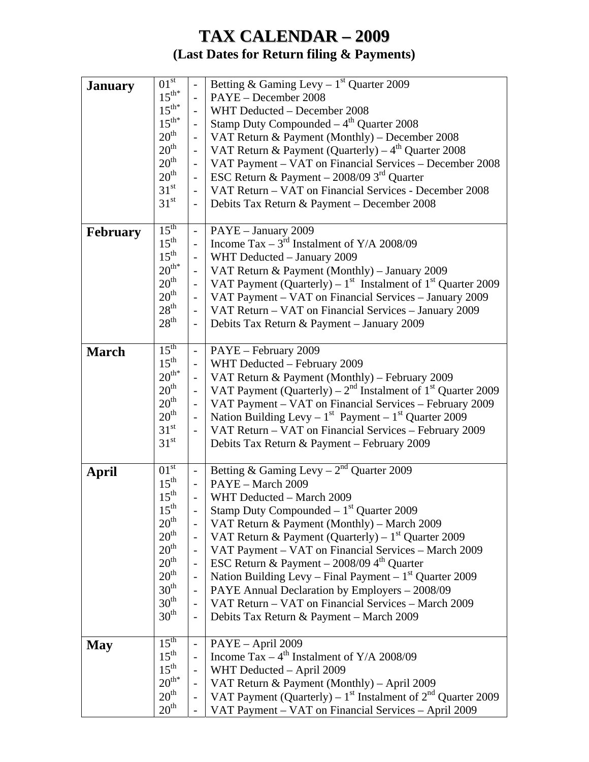# TAX CALENDAR – 2009

## (Last Dates for Return filing & Payments)

| Month | Date | | Description |
|---|---|---|---|
| **January** | 01st | - | Betting & Gaming Levy – 1st Quarter 2009 |
| | 15th* | - | PAYE – December 2008 |
| | 15th* | - | WHT Deducted – December 2008 |
| | 15th* | - | Stamp Duty Compounded – 4th Quarter 2008 |
| | 20th | - | VAT Return & Payment (Monthly) – December 2008 |
| | 20th | - | VAT Return & Payment (Quarterly) – 4th Quarter 2008 |
| | 20th | - | VAT Payment – VAT on Financial Services – December 2008 |
| | 20th | - | ESC Return & Payment – 2008/09 3rd Quarter |
| | 31st | - | VAT Return – VAT on Financial Services - December 2008 |
| | 31st | - | Debits Tax Return & Payment – December 2008 |
| **February** | 15th | - | PAYE – January 2009 |
| | 15th | - | Income Tax – 3rd Instalment of Y/A 2008/09 |
| | 15th | - | WHT Deducted – January 2009 |
| | 20th* | - | VAT Return & Payment (Monthly) – January 2009 |
| | 20th | - | VAT Payment (Quarterly) – 1st Instalment of 1st Quarter 2009 |
| | 20th | - | VAT Payment – VAT on Financial Services – January 2009 |
| | 28th | - | VAT Return – VAT on Financial Services – January 2009 |
| | 28th | - | Debits Tax Return & Payment – January 2009 |
| **March** | 15th | - | PAYE – February 2009 |
| | 15th | - | WHT Deducted – February 2009 |
| | 20th* | - | VAT Return & Payment (Monthly) – February 2009 |
| | 20th | - | VAT Payment (Quarterly) – 2nd Instalment of 1st Quarter 2009 |
| | 20th | - | VAT Payment – VAT on Financial Services – February 2009 |
| | 20th | - | Nation Building Levy – 1st Payment – 1st Quarter 2009 |
| | 31st | - | VAT Return – VAT on Financial Services – February 2009 |
| | 31st | | Debits Tax Return & Payment – February 2009 |
| **April** | 01st | - | Betting & Gaming Levy – 2nd Quarter 2009 |
| | 15th | - | PAYE – March 2009 |
| | 15th | - | WHT Deducted – March 2009 |
| | 15th | - | Stamp Duty Compounded – 1st Quarter 2009 |
| | 20th | - | VAT Return & Payment (Monthly) – March 2009 |
| | 20th | - | VAT Return & Payment (Quarterly) – 1st Quarter 2009 |
| | 20th | - | VAT Payment – VAT on Financial Services – March 2009 |
| | 20th | - | ESC Return & Payment – 2008/09 4th Quarter |
| | 20th | - | Nation Building Levy – Final Payment – 1st Quarter 2009 |
| | 30th | - | PAYE Annual Declaration by Employers – 2008/09 |
| | 30th | - | VAT Return – VAT on Financial Services – March 2009 |
| | 30th | - | Debits Tax Return & Payment – March 2009 |
| **May** | 15th | - | PAYE – April 2009 |
| | 15th | - | Income Tax – 4th Instalment of Y/A 2008/09 |
| | 15th | - | WHT Deducted – April 2009 |
| | 20th* | - | VAT Return & Payment (Monthly) – April 2009 |
| | 20th | - | VAT Payment (Quarterly) – 1st Instalment of 2nd Quarter 2009 |
| | 20th | - | VAT Payment – VAT on Financial Services – April 2009 |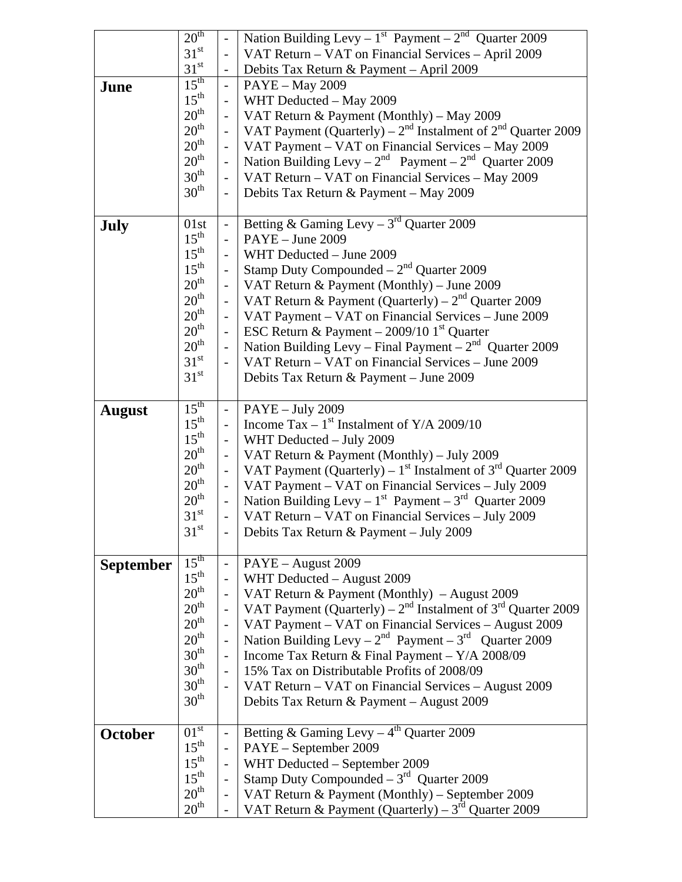| | | | |
|---|---|---|---|
| | 20th | - | Nation Building Levy – 1st Payment – 2nd Quarter 2009 |
| | 31st | - | VAT Return – VAT on Financial Services – April 2009 |
| | 31st | - | Debits Tax Return & Payment – April 2009 |
| **June** | 15th | - | PAYE – May 2009 |
| | 15th | - | WHT Deducted – May 2009 |
| | 20th | - | VAT Return & Payment (Monthly) – May 2009 |
| | 20th | - | VAT Payment (Quarterly) – 2nd Instalment of 2nd Quarter 2009 |
| | 20th | - | VAT Payment – VAT on Financial Services – May 2009 |
| | 20th | - | Nation Building Levy – 2nd Payment – 2nd Quarter 2009 |
| | 30th | - | VAT Return – VAT on Financial Services – May 2009 |
| | 30th | - | Debits Tax Return & Payment – May 2009 |
| **July** | 01st | - | Betting & Gaming Levy – 3rd Quarter 2009 |
| | 15th | - | PAYE – June 2009 |
| | 15th | - | WHT Deducted – June 2009 |
| | 15th | - | Stamp Duty Compounded – 2nd Quarter 2009 |
| | 20th | - | VAT Return & Payment (Monthly) – June 2009 |
| | 20th | - | VAT Return & Payment (Quarterly) – 2nd Quarter 2009 |
| | 20th | - | VAT Payment – VAT on Financial Services – June 2009 |
| | 20th | - | ESC Return & Payment – 2009/10 1st Quarter |
| | 20th | - | Nation Building Levy – Final Payment – 2nd Quarter 2009 |
| | 31st | - | VAT Return – VAT on Financial Services – June 2009 |
| | 31st | | Debits Tax Return & Payment – June 2009 |
| **August** | 15th | - | PAYE – July 2009 |
| | 15th | - | Income Tax – 1st Instalment of Y/A 2009/10 |
| | 15th | - | WHT Deducted – July 2009 |
| | 20th | - | VAT Return & Payment (Monthly) – July 2009 |
| | 20th | - | VAT Payment (Quarterly) – 1st Instalment of 3rd Quarter 2009 |
| | 20th | - | VAT Payment – VAT on Financial Services – July 2009 |
| | 20th | - | Nation Building Levy – 1st Payment – 3rd Quarter 2009 |
| | 31st | - | VAT Return – VAT on Financial Services – July 2009 |
| | 31st | - | Debits Tax Return & Payment – July 2009 |
| **September** | 15th | - | PAYE – August 2009 |
| | 15th | - | WHT Deducted – August 2009 |
| | 20th | - | VAT Return & Payment (Monthly) – August 2009 |
| | 20th | - | VAT Payment (Quarterly) – 2nd Instalment of 3rd Quarter 2009 |
| | 20th | - | VAT Payment – VAT on Financial Services – August 2009 |
| | 20th | - | Nation Building Levy – 2nd Payment – 3rd Quarter 2009 |
| | 30th | - | Income Tax Return & Final Payment – Y/A 2008/09 |
| | 30th | - | 15% Tax on Distributable Profits of 2008/09 |
| | 30th | - | VAT Return – VAT on Financial Services – August 2009 |
| | 30th | | Debits Tax Return & Payment – August 2009 |
| **October** | 01st | - | Betting & Gaming Levy – 4th Quarter 2009 |
| | 15th | - | PAYE – September 2009 |
| | 15th | - | WHT Deducted – September 2009 |
| | 15th | - | Stamp Duty Compounded – 3rd Quarter 2009 |
| | 20th | - | VAT Return & Payment (Monthly) – September 2009 |
| | 20th | - | VAT Return & Payment (Quarterly) – 3rd Quarter 2009 |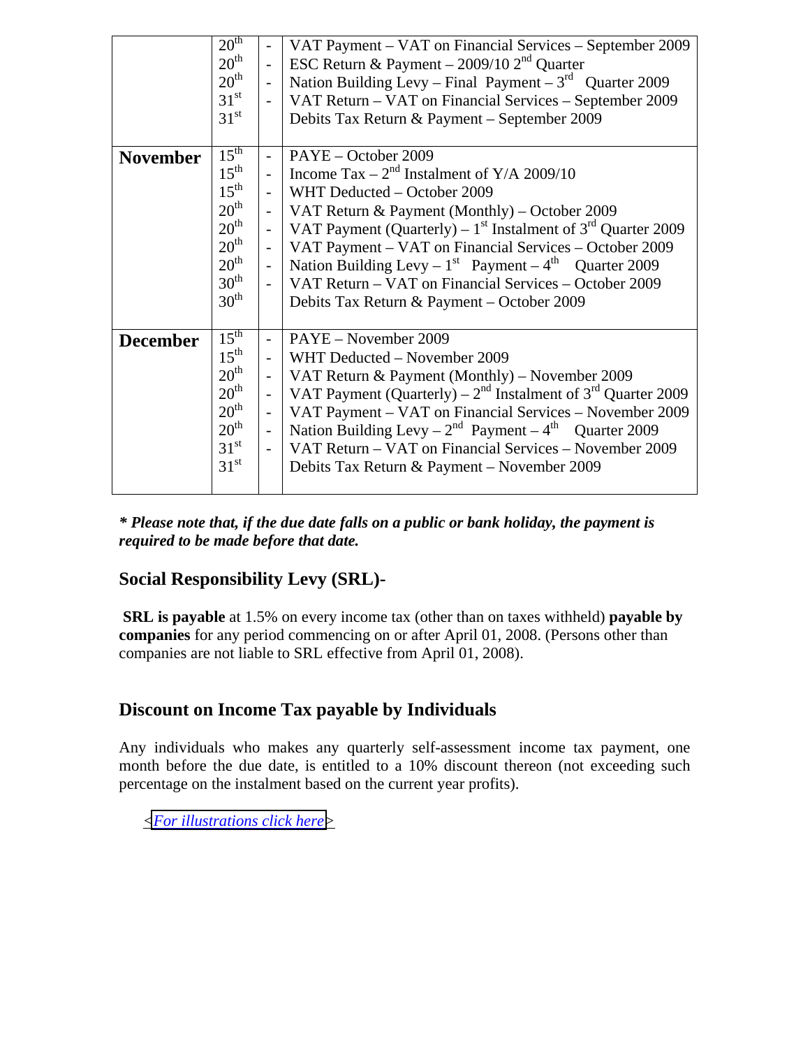| | | | |
|---|---|---|---|
| | 20th | - | VAT Payment – VAT on Financial Services – September 2009 |
| | 20th | - | ESC Return & Payment – 2009/10 2nd Quarter |
| | 20th | - | Nation Building Levy – Final Payment – 3rd Quarter 2009 |
| | 31st | - | VAT Return – VAT on Financial Services – September 2009 |
| | 31st | | Debits Tax Return & Payment – September 2009 |
| **November** | 15th | - | PAYE – October 2009 |
| | 15th | - | Income Tax – 2nd Instalment of Y/A 2009/10 |
| | 15th | - | WHT Deducted – October 2009 |
| | 20th | - | VAT Return & Payment (Monthly) – October 2009 |
| | 20th | - | VAT Payment (Quarterly) – 1st Instalment of 3rd Quarter 2009 |
| | 20th | - | VAT Payment – VAT on Financial Services – October 2009 |
| | 20th | - | Nation Building Levy – 1st Payment – 4th Quarter 2009 |
| | 30th | - | VAT Return – VAT on Financial Services – October 2009 |
| | 30th | | Debits Tax Return & Payment – October 2009 |
| **December** | 15th | - | PAYE – November 2009 |
| | 15th | - | WHT Deducted – November 2009 |
| | 20th | - | VAT Return & Payment (Monthly) – November 2009 |
| | 20th | - | VAT Payment (Quarterly) – 2nd Instalment of 3rd Quarter 2009 |
| | 20th | - | VAT Payment – VAT on Financial Services – November 2009 |
| | 20th | - | Nation Building Levy – 2nd Payment – 4th Quarter 2009 |
| | 31st | - | VAT Return – VAT on Financial Services – November 2009 |
| | 31st | | Debits Tax Return & Payment – November 2009 |

***\* Please note that, if the due date falls on a public or bank holiday, the payment is required to be made before that date.***

## Social Responsibility Levy (SRL)-

**SRL is payable** at 1.5% on every income tax (other than on taxes withheld) **payable by companies** for any period commencing on or after April 01, 2008. (Persons other than companies are not liable to SRL effective from April 01, 2008).

## Discount on Income Tax payable by Individuals

Any individuals who makes any quarterly self-assessment income tax payment, one month before the due date, is entitled to a 10% discount thereon (not exceeding such percentage on the instalment based on the current year profits).

<*For illustrations click here*>